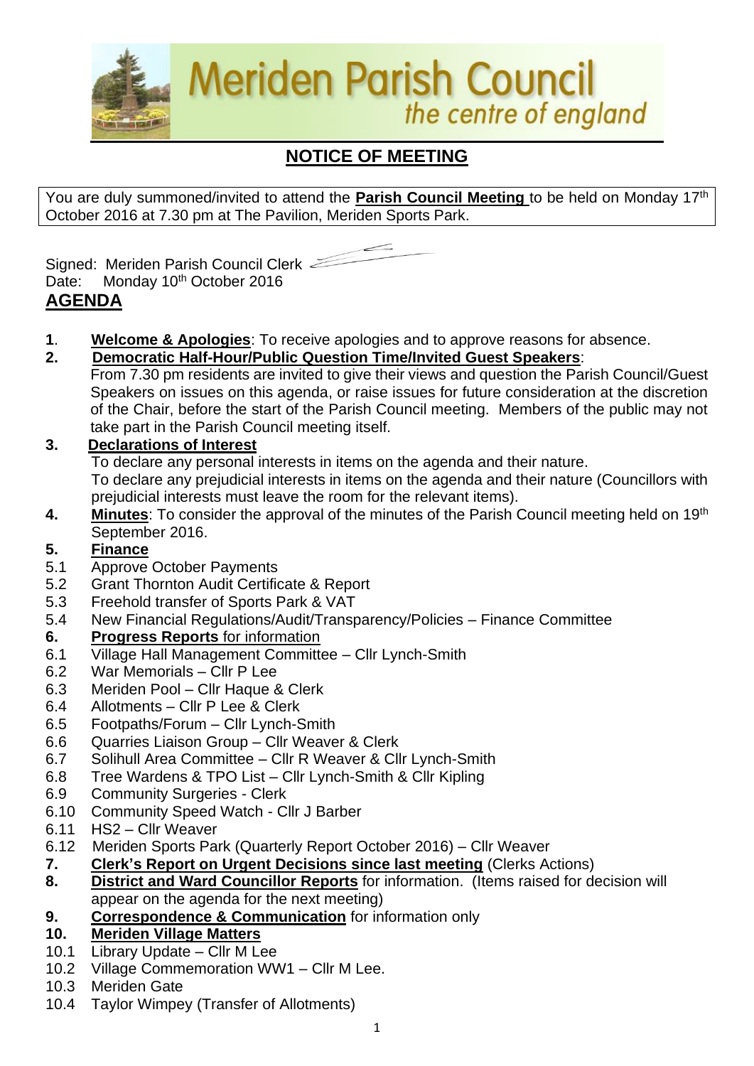# Meriden Parish Council

*the centre of england*

## NOTICE OF MEETING

You are duly summoned/invited to attend the **Parish Council Meeting** to be held on Monday 17th October 2016 at 7.30 pm at The Pavilion, Meriden Sports Park.

Signed: Meriden Parish Council Clerk

Date: Monday 10th October 2016

## AGENDA

**1**. **Welcome & Apologies**: To receive apologies and to approve reasons for absence.

**2. Democratic Half-Hour/Public Question Time/Invited Guest Speakers**:
From 7.30 pm residents are invited to give their views and question the Parish Council/Guest Speakers on issues on this agenda, or raise issues for future consideration at the discretion of the Chair, before the start of the Parish Council meeting. Members of the public may not take part in the Parish Council meeting itself.

**3. Declarations of Interest**
To declare any personal interests in items on the agenda and their nature.
To declare any prejudicial interests in items on the agenda and their nature (Councillors with prejudicial interests must leave the room for the relevant items).

**4. Minutes**: To consider the approval of the minutes of the Parish Council meeting held on 19th September 2016.

**5. Finance**

5.1 Approve October Payments
5.2 Grant Thornton Audit Certificate & Report
5.3 Freehold transfer of Sports Park & VAT
5.4 New Financial Regulations/Audit/Transparency/Policies – Finance Committee

**6. Progress Reports** for information

6.1 Village Hall Management Committee – Cllr Lynch-Smith
6.2 War Memorials – Cllr P Lee
6.3 Meriden Pool – Cllr Haque & Clerk
6.4 Allotments – Cllr P Lee & Clerk
6.5 Footpaths/Forum – Cllr Lynch-Smith
6.6 Quarries Liaison Group – Cllr Weaver & Clerk
6.7 Solihull Area Committee – Cllr R Weaver & Cllr Lynch-Smith
6.8 Tree Wardens & TPO List – Cllr Lynch-Smith & Cllr Kipling
6.9 Community Surgeries - Clerk
6.10 Community Speed Watch - Cllr J Barber
6.11 HS2 – Cllr Weaver
6.12 Meriden Sports Park (Quarterly Report October 2016) – Cllr Weaver

**7. Clerk's Report on Urgent Decisions since last meeting** (Clerks Actions)

**8. District and Ward Councillor Reports** for information. (Items raised for decision will appear on the agenda for the next meeting)

**9. Correspondence & Communication** for information only

**10. Meriden Village Matters**

10.1 Library Update – Cllr M Lee
10.2 Village Commemoration WW1 – Cllr M Lee.
10.3 Meriden Gate
10.4 Taylor Wimpey (Transfer of Allotments)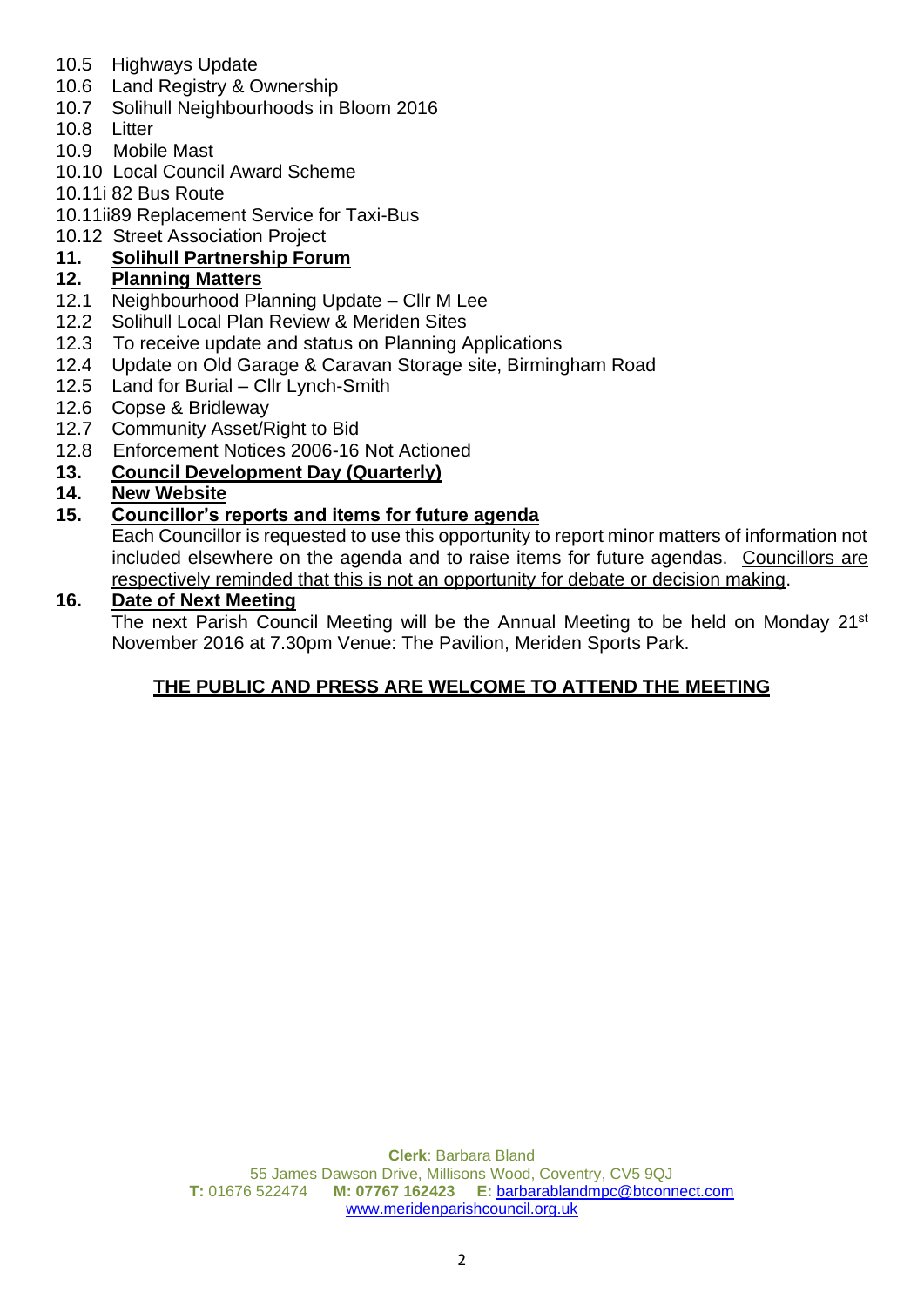10.5 Highways Update
10.6 Land Registry & Ownership
10.7 Solihull Neighbourhoods in Bloom 2016
10.8 Litter
10.9 Mobile Mast
10.10 Local Council Award Scheme
10.11i 82 Bus Route
10.11ii89 Replacement Service for Taxi-Bus
10.12 Street Association Project

**11. Solihull Partnership Forum**

**12. Planning Matters**

12.1 Neighbourhood Planning Update – Cllr M Lee
12.2 Solihull Local Plan Review & Meriden Sites
12.3 To receive update and status on Planning Applications
12.4 Update on Old Garage & Caravan Storage site, Birmingham Road
12.5 Land for Burial – Cllr Lynch-Smith
12.6 Copse & Bridleway
12.7 Community Asset/Right to Bid
12.8 Enforcement Notices 2006-16 Not Actioned

**13. Council Development Day (Quarterly)**

**14. New Website**

**15. Councillor's reports and items for future agenda**

Each Councillor is requested to use this opportunity to report minor matters of information not included elsewhere on the agenda and to raise items for future agendas. Councillors are respectively reminded that this is not an opportunity for debate or decision making.

**16. Date of Next Meeting**

The next Parish Council Meeting will be the Annual Meeting to be held on Monday 21st November 2016 at 7.30pm Venue: The Pavilion, Meriden Sports Park.

**THE PUBLIC AND PRESS ARE WELCOME TO ATTEND THE MEETING**

**Clerk**: Barbara Bland
55 James Dawson Drive, Millisons Wood, Coventry, CV5 9QJ
**T:** 01676 522474 **M: 07767 162423 E:** barbarablandmpc@btconnect.com
www.meridenparishcouncil.org.uk